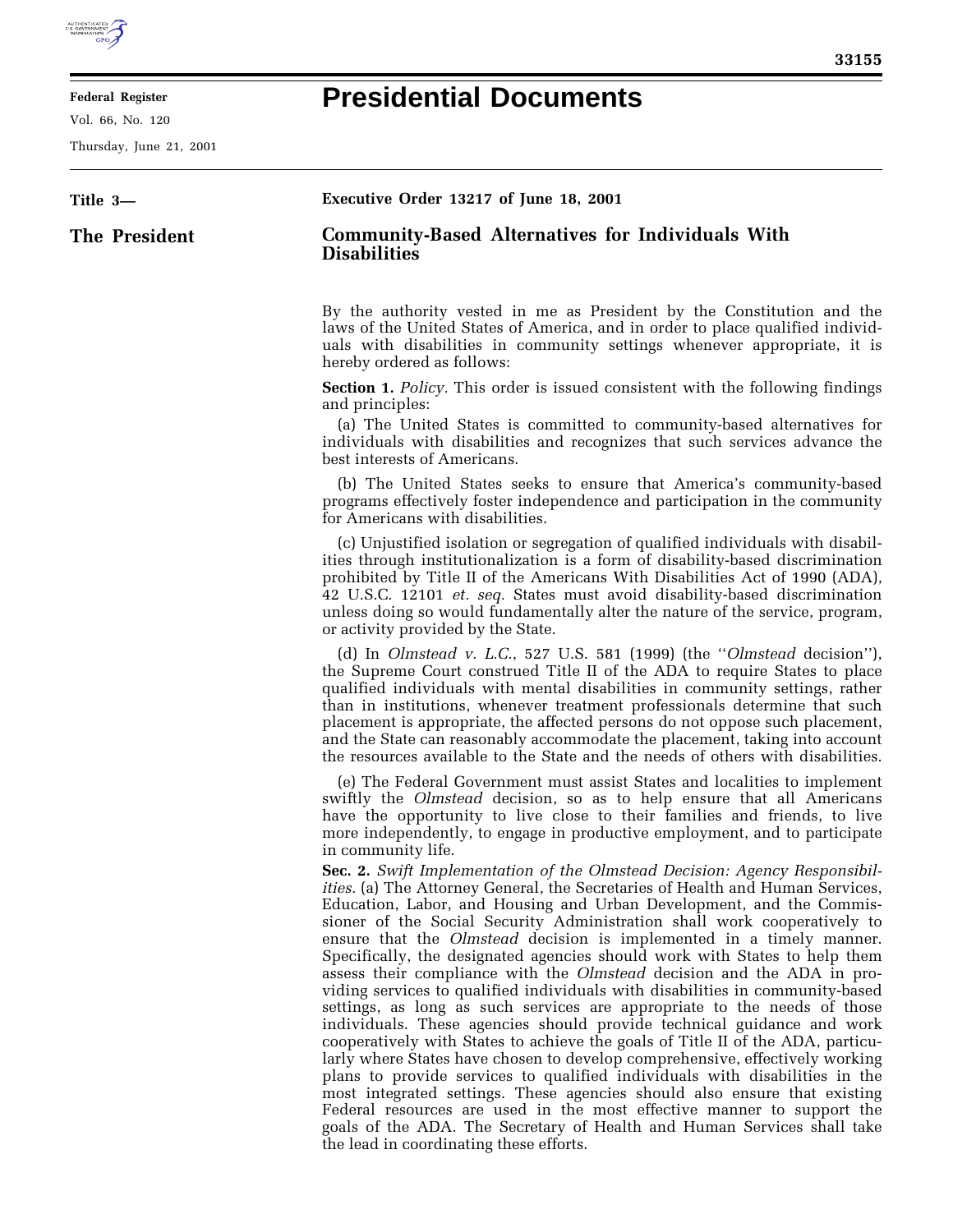**Title 3—**

**The President**

**Executive Order 13217 of June 18, 2001**

# Community-Based Alternatives for Individuals With Disabilities

By the authority vested in me as President by the Constitution and the laws of the United States of America, and in order to place qualified individuals with disabilities in community settings whenever appropriate, it is hereby ordered as follows:

**Section 1.** *Policy.* This order is issued consistent with the following findings and principles:

(a) The United States is committed to community-based alternatives for individuals with disabilities and recognizes that such services advance the best interests of Americans.

(b) The United States seeks to ensure that America's community-based programs effectively foster independence and participation in the community for Americans with disabilities.

(c) Unjustified isolation or segregation of qualified individuals with disabilities through institutionalization is a form of disability-based discrimination prohibited by Title II of the Americans With Disabilities Act of 1990 (ADA), 42 U.S.C. 12101 *et. seq.* States must avoid disability-based discrimination unless doing so would fundamentally alter the nature of the service, program, or activity provided by the State.

(d) In *Olmstead v. L.C.*, 527 U.S. 581 (1999) (the ''*Olmstead* decision''), the Supreme Court construed Title II of the ADA to require States to place qualified individuals with mental disabilities in community settings, rather than in institutions, whenever treatment professionals determine that such placement is appropriate, the affected persons do not oppose such placement, and the State can reasonably accommodate the placement, taking into account the resources available to the State and the needs of others with disabilities.

(e) The Federal Government must assist States and localities to implement swiftly the *Olmstead* decision, so as to help ensure that all Americans have the opportunity to live close to their families and friends, to live more independently, to engage in productive employment, and to participate in community life.

**Sec. 2.** *Swift Implementation of the Olmstead Decision: Agency Responsibilities.* (a) The Attorney General, the Secretaries of Health and Human Services, Education, Labor, and Housing and Urban Development, and the Commissioner of the Social Security Administration shall work cooperatively to ensure that the *Olmstead* decision is implemented in a timely manner. Specifically, the designated agencies should work with States to help them assess their compliance with the *Olmstead* decision and the ADA in providing services to qualified individuals with disabilities in community-based settings, as long as such services are appropriate to the needs of those individuals. These agencies should provide technical guidance and work cooperatively with States to achieve the goals of Title II of the ADA, particularly where States have chosen to develop comprehensive, effectively working plans to provide services to qualified individuals with disabilities in the most integrated settings. These agencies should also ensure that existing Federal resources are used in the most effective manner to support the goals of the ADA. The Secretary of Health and Human Services shall take the lead in coordinating these efforts.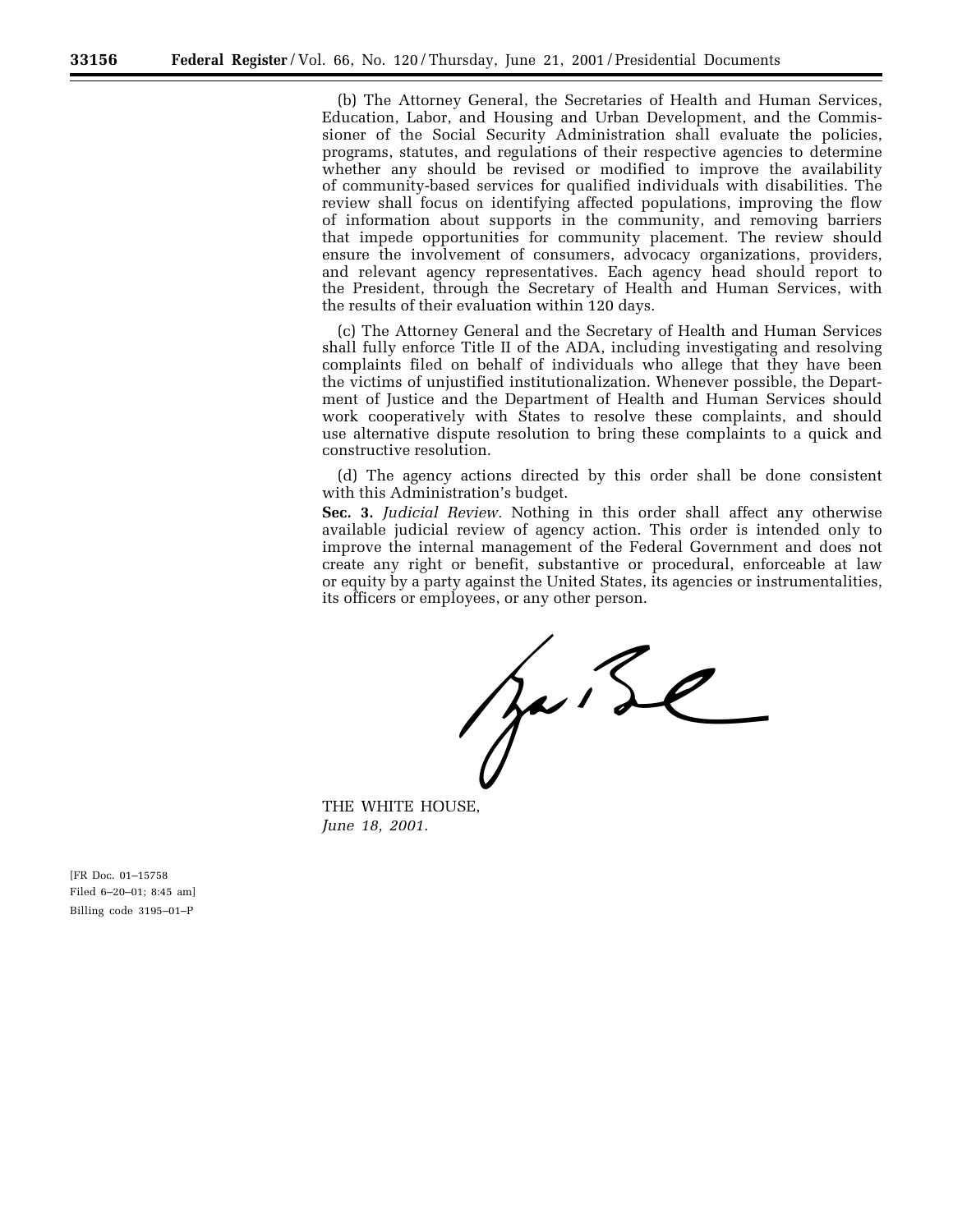(b) The Attorney General, the Secretaries of Health and Human Services, Education, Labor, and Housing and Urban Development, and the Commissioner of the Social Security Administration shall evaluate the policies, programs, statutes, and regulations of their respective agencies to determine whether any should be revised or modified to improve the availability of community-based services for qualified individuals with disabilities. The review shall focus on identifying affected populations, improving the flow of information about supports in the community, and removing barriers that impede opportunities for community placement. The review should ensure the involvement of consumers, advocacy organizations, providers, and relevant agency representatives. Each agency head should report to the President, through the Secretary of Health and Human Services, with the results of their evaluation within 120 days.

(c) The Attorney General and the Secretary of Health and Human Services shall fully enforce Title II of the ADA, including investigating and resolving complaints filed on behalf of individuals who allege that they have been the victims of unjustified institutionalization. Whenever possible, the Department of Justice and the Department of Health and Human Services should work cooperatively with States to resolve these complaints, and should use alternative dispute resolution to bring these complaints to a quick and constructive resolution.

(d) The agency actions directed by this order shall be done consistent with this Administration's budget.

**Sec. 3.** *Judicial Review.* Nothing in this order shall affect any otherwise available judicial review of agency action. This order is intended only to improve the internal management of the Federal Government and does not create any right or benefit, substantive or procedural, enforceable at law or equity by a party against the United States, its agencies or instrumentalities, its officers or employees, or any other person.

THE WHITE HOUSE,
*June 18, 2001.*

[FR Doc. 01–15758
Filed 6–20–01; 8:45 am]
Billing code 3195–01–P